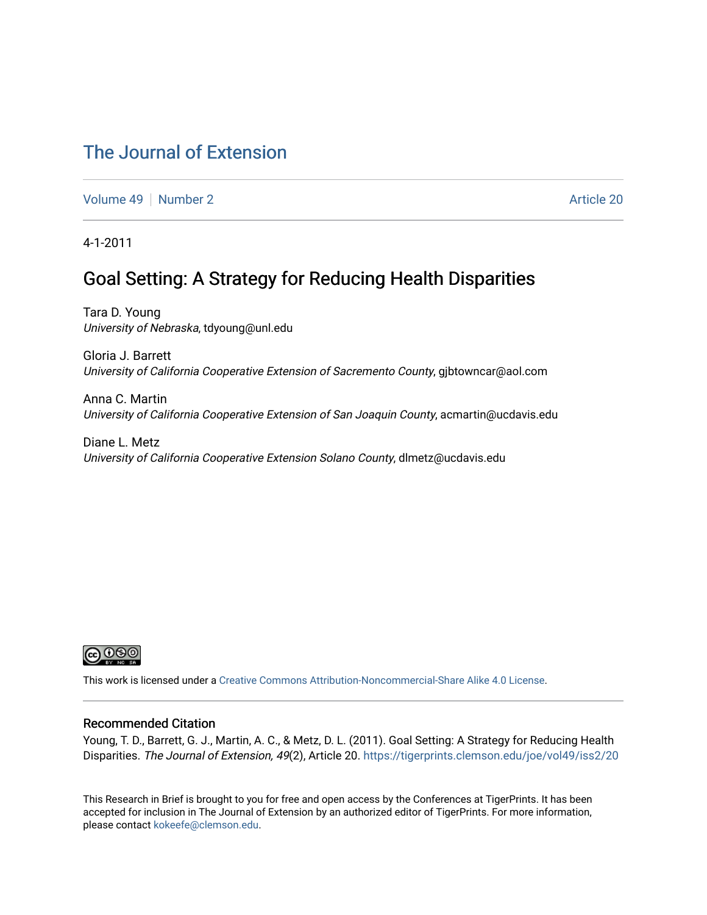# The Journal of Extension

Volume 49 | Number 2 Article 20

4-1-2011

## Goal Setting: A Strategy for Reducing Health Disparities

Tara D. Young
*University of Nebraska*, tdyoung@unl.edu

Gloria J. Barrett
*University of California Cooperative Extension of Sacremento County*, gjbtowncar@aol.com

Anna C. Martin
*University of California Cooperative Extension of San Joaquin County*, acmartin@ucdavis.edu

Diane L. Metz
*University of California Cooperative Extension Solano County*, dlmetz@ucdavis.edu

This work is licensed under a Creative Commons Attribution-Noncommercial-Share Alike 4.0 License.

### Recommended Citation

Young, T. D., Barrett, G. J., Martin, A. C., & Metz, D. L. (2011). Goal Setting: A Strategy for Reducing Health Disparities. *The Journal of Extension, 49*(2), Article 20. https://tigerprints.clemson.edu/joe/vol49/iss2/20

This Research in Brief is brought to you for free and open access by the Conferences at TigerPrints. It has been accepted for inclusion in The Journal of Extension by an authorized editor of TigerPrints. For more information, please contact kokeefe@clemson.edu.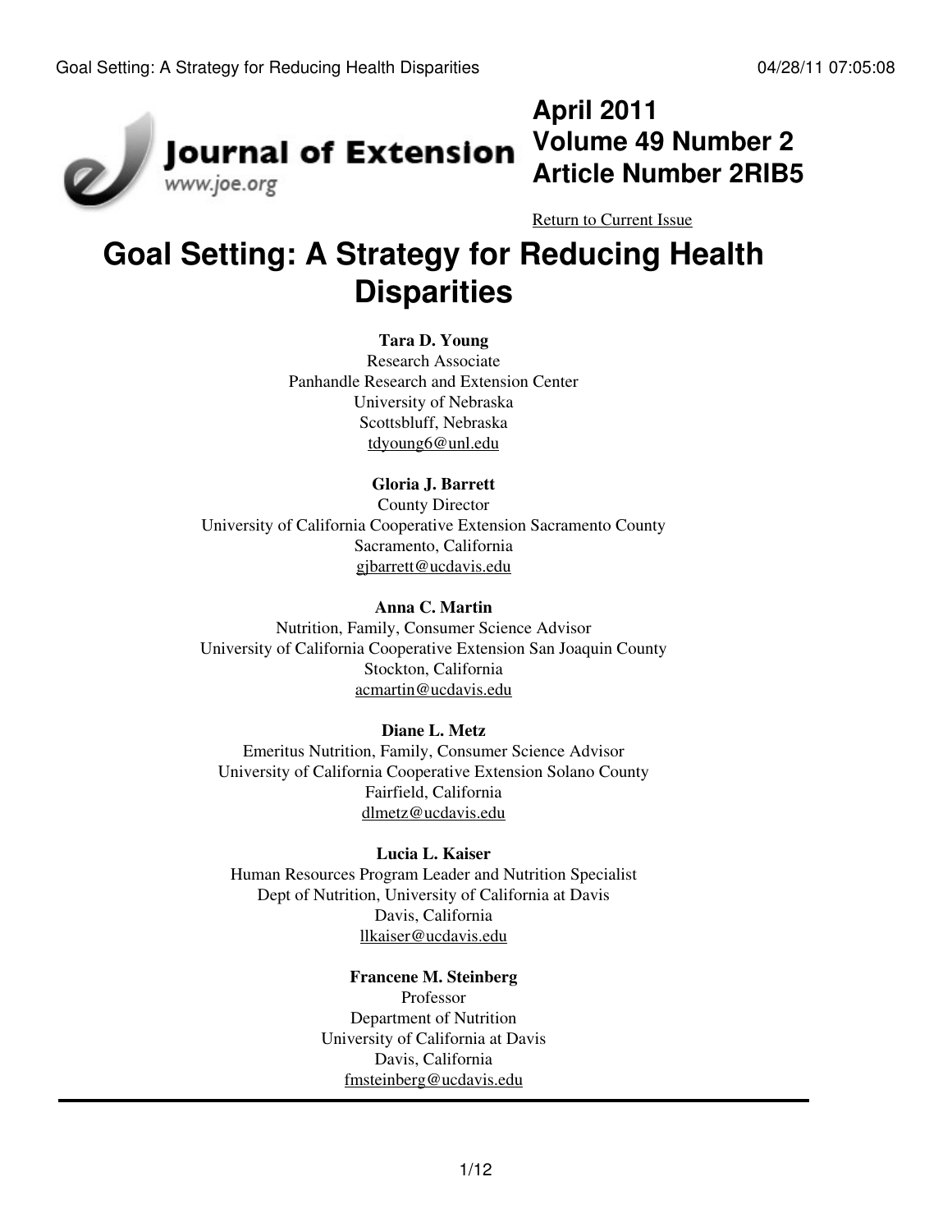# Goal Setting: A Strategy for Reducing Health Disparities

**Tara D. Young**
Research Associate
Panhandle Research and Extension Center
University of Nebraska
Scottsbluff, Nebraska
tdyoung6@unl.edu

**Gloria J. Barrett**
County Director
University of California Cooperative Extension Sacramento County
Sacramento, California
gjbarrett@ucdavis.edu

**Anna C. Martin**
Nutrition, Family, Consumer Science Advisor
University of California Cooperative Extension San Joaquin County
Stockton, California
acmartin@ucdavis.edu

**Diane L. Metz**
Emeritus Nutrition, Family, Consumer Science Advisor
University of California Cooperative Extension Solano County
Fairfield, California
dlmetz@ucdavis.edu

**Lucia L. Kaiser**
Human Resources Program Leader and Nutrition Specialist
Dept of Nutrition, University of California at Davis
Davis, California
llkaiser@ucdavis.edu

**Francene M. Steinberg**
Professor
Department of Nutrition
University of California at Davis
Davis, California
fmsteinberg@ucdavis.edu

---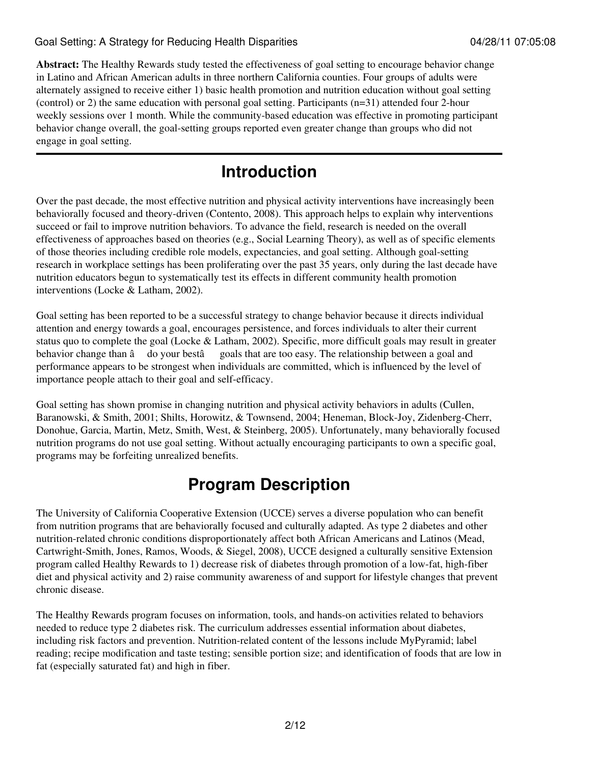**Abstract:** The Healthy Rewards study tested the effectiveness of goal setting to encourage behavior change in Latino and African American adults in three northern California counties. Four groups of adults were alternately assigned to receive either 1) basic health promotion and nutrition education without goal setting (control) or 2) the same education with personal goal setting. Participants (n=31) attended four 2-hour weekly sessions over 1 month. While the community-based education was effective in promoting participant behavior change overall, the goal-setting groups reported even greater change than groups who did not engage in goal setting.

---

# Introduction

Over the past decade, the most effective nutrition and physical activity interventions have increasingly been behaviorally focused and theory-driven (Contento, 2008). This approach helps to explain why interventions succeed or fail to improve nutrition behaviors. To advance the field, research is needed on the overall effectiveness of approaches based on theories (e.g., Social Learning Theory), as well as of specific elements of those theories including credible role models, expectancies, and goal setting. Although goal-setting research in workplace settings has been proliferating over the past 35 years, only during the last decade have nutrition educators begun to systematically test its effects in different community health promotion interventions (Locke & Latham, 2002).

Goal setting has been reported to be a successful strategy to change behavior because it directs individual attention and energy towards a goal, encourages persistence, and forces individuals to alter their current status quo to complete the goal (Locke & Latham, 2002). Specific, more difficult goals may result in greater behavior change than â do your bestâ goals that are too easy. The relationship between a goal and performance appears to be strongest when individuals are committed, which is influenced by the level of importance people attach to their goal and self-efficacy.

Goal setting has shown promise in changing nutrition and physical activity behaviors in adults (Cullen, Baranowski, & Smith, 2001; Shilts, Horowitz, & Townsend, 2004; Heneman, Block-Joy, Zidenberg-Cherr, Donohue, Garcia, Martin, Metz, Smith, West, & Steinberg, 2005). Unfortunately, many behaviorally focused nutrition programs do not use goal setting. Without actually encouraging participants to own a specific goal, programs may be forfeiting unrealized benefits.

# Program Description

The University of California Cooperative Extension (UCCE) serves a diverse population who can benefit from nutrition programs that are behaviorally focused and culturally adapted. As type 2 diabetes and other nutrition-related chronic conditions disproportionately affect both African Americans and Latinos (Mead, Cartwright-Smith, Jones, Ramos, Woods, & Siegel, 2008), UCCE designed a culturally sensitive Extension program called Healthy Rewards to 1) decrease risk of diabetes through promotion of a low-fat, high-fiber diet and physical activity and 2) raise community awareness of and support for lifestyle changes that prevent chronic disease.

The Healthy Rewards program focuses on information, tools, and hands-on activities related to behaviors needed to reduce type 2 diabetes risk. The curriculum addresses essential information about diabetes, including risk factors and prevention. Nutrition-related content of the lessons include MyPyramid; label reading; recipe modification and taste testing; sensible portion size; and identification of foods that are low in fat (especially saturated fat) and high in fiber.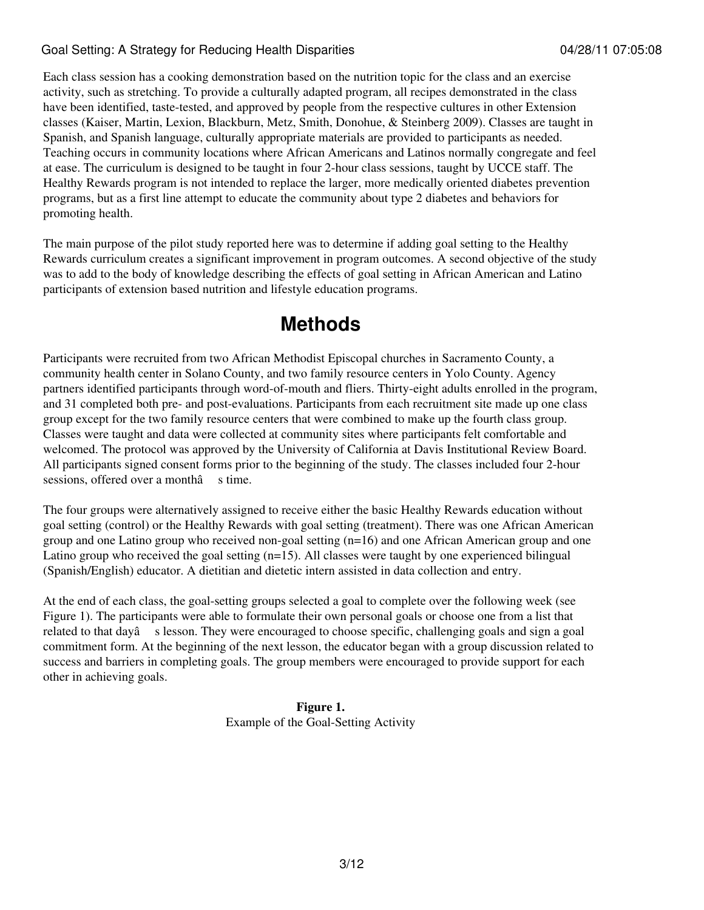Each class session has a cooking demonstration based on the nutrition topic for the class and an exercise activity, such as stretching. To provide a culturally adapted program, all recipes demonstrated in the class have been identified, taste-tested, and approved by people from the respective cultures in other Extension classes (Kaiser, Martin, Lexion, Blackburn, Metz, Smith, Donohue, & Steinberg 2009). Classes are taught in Spanish, and Spanish language, culturally appropriate materials are provided to participants as needed. Teaching occurs in community locations where African Americans and Latinos normally congregate and feel at ease. The curriculum is designed to be taught in four 2-hour class sessions, taught by UCCE staff. The Healthy Rewards program is not intended to replace the larger, more medically oriented diabetes prevention programs, but as a first line attempt to educate the community about type 2 diabetes and behaviors for promoting health.

The main purpose of the pilot study reported here was to determine if adding goal setting to the Healthy Rewards curriculum creates a significant improvement in program outcomes. A second objective of the study was to add to the body of knowledge describing the effects of goal setting in African American and Latino participants of extension based nutrition and lifestyle education programs.

# Methods

Participants were recruited from two African Methodist Episcopal churches in Sacramento County, a community health center in Solano County, and two family resource centers in Yolo County. Agency partners identified participants through word-of-mouth and fliers. Thirty-eight adults enrolled in the program, and 31 completed both pre- and post-evaluations. Participants from each recruitment site made up one class group except for the two family resource centers that were combined to make up the fourth class group. Classes were taught and data were collected at community sites where participants felt comfortable and welcomed. The protocol was approved by the University of California at Davis Institutional Review Board. All participants signed consent forms prior to the beginning of the study. The classes included four 2-hour sessions, offered over a monthâ s time.

The four groups were alternatively assigned to receive either the basic Healthy Rewards education without goal setting (control) or the Healthy Rewards with goal setting (treatment). There was one African American group and one Latino group who received non-goal setting (n=16) and one African American group and one Latino group who received the goal setting (n=15). All classes were taught by one experienced bilingual (Spanish/English) educator. A dietitian and dietetic intern assisted in data collection and entry.

At the end of each class, the goal-setting groups selected a goal to complete over the following week (see Figure 1). The participants were able to formulate their own personal goals or choose one from a list that related to that dayâ s lesson. They were encouraged to choose specific, challenging goals and sign a goal commitment form. At the beginning of the next lesson, the educator began with a group discussion related to success and barriers in completing goals. The group members were encouraged to provide support for each other in achieving goals.

**Figure 1.**
Example of the Goal-Setting Activity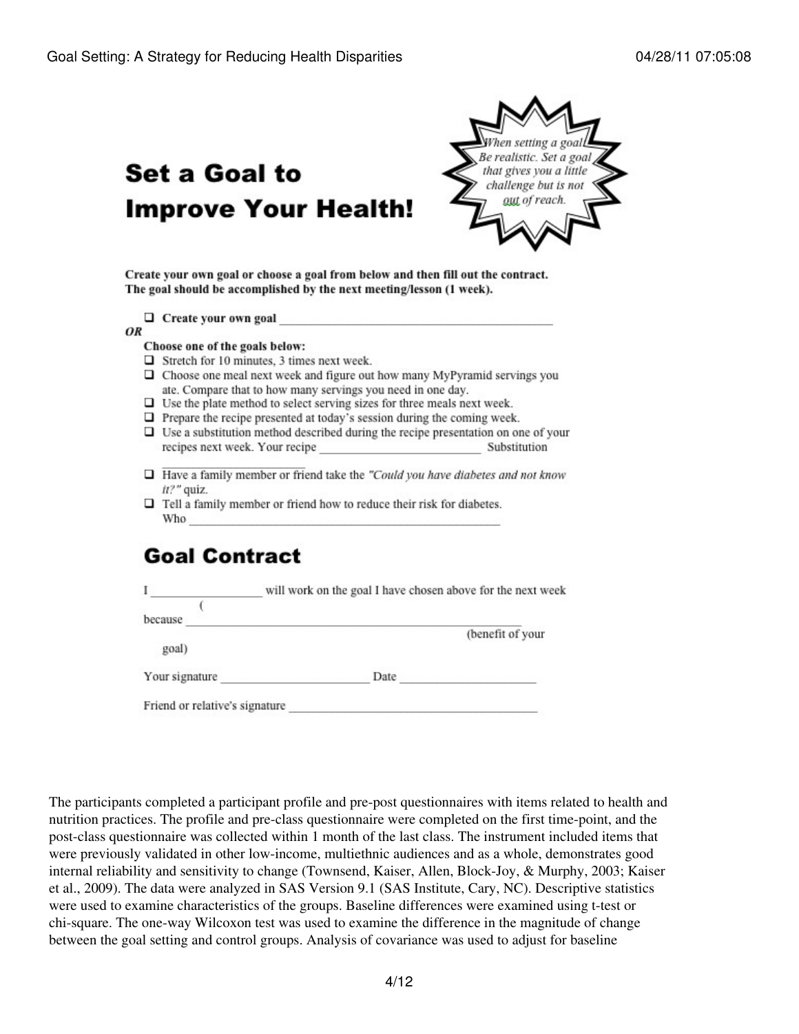# Set a Goal to Improve Your Health!

*When setting a goal: Be realistic. Set a goal that gives you a little challenge but is not out of reach.*

**Create your own goal or choose a goal from below and then fill out the contract. The goal should be accomplished by the next meeting/lesson (1 week).**

- ☐ **Create your own goal** ________________________________________

***OR***

**Choose one of the goals below:**

- ☐ Stretch for 10 minutes, 3 times next week.
- ☐ Choose one meal next week and figure out how many MyPyramid servings you ate. Compare that to how many servings you need in one day.
- ☐ Use the plate method to select serving sizes for three meals next week.
- ☐ Prepare the recipe presented at today's session during the coming week.
- ☐ Use a substitution method described during the recipe presentation on one of your recipes next week. Your recipe ________________________ Substitution ____________________
- ☐ Have a family member or friend take the *"Could you have diabetes and not know it?"* quiz.
- ☐ Tell a family member or friend how to reduce their risk for diabetes. Who ________________________________________________

## Goal Contract

I ________________ will work on the goal I have chosen above for the next week

because ____________________________________________________ (benefit of your goal)

Your signature ______________________ Date ____________________

Friend or relative's signature ________________________________________

The participants completed a participant profile and pre-post questionnaires with items related to health and nutrition practices. The profile and pre-class questionnaire were completed on the first time-point, and the post-class questionnaire was collected within 1 month of the last class. The instrument included items that were previously validated in other low-income, multiethnic audiences and as a whole, demonstrates good internal reliability and sensitivity to change (Townsend, Kaiser, Allen, Block-Joy, & Murphy, 2003; Kaiser et al., 2009). The data were analyzed in SAS Version 9.1 (SAS Institute, Cary, NC). Descriptive statistics were used to examine characteristics of the groups. Baseline differences were examined using t-test or chi-square. The one-way Wilcoxon test was used to examine the difference in the magnitude of change between the goal setting and control groups. Analysis of covariance was used to adjust for baseline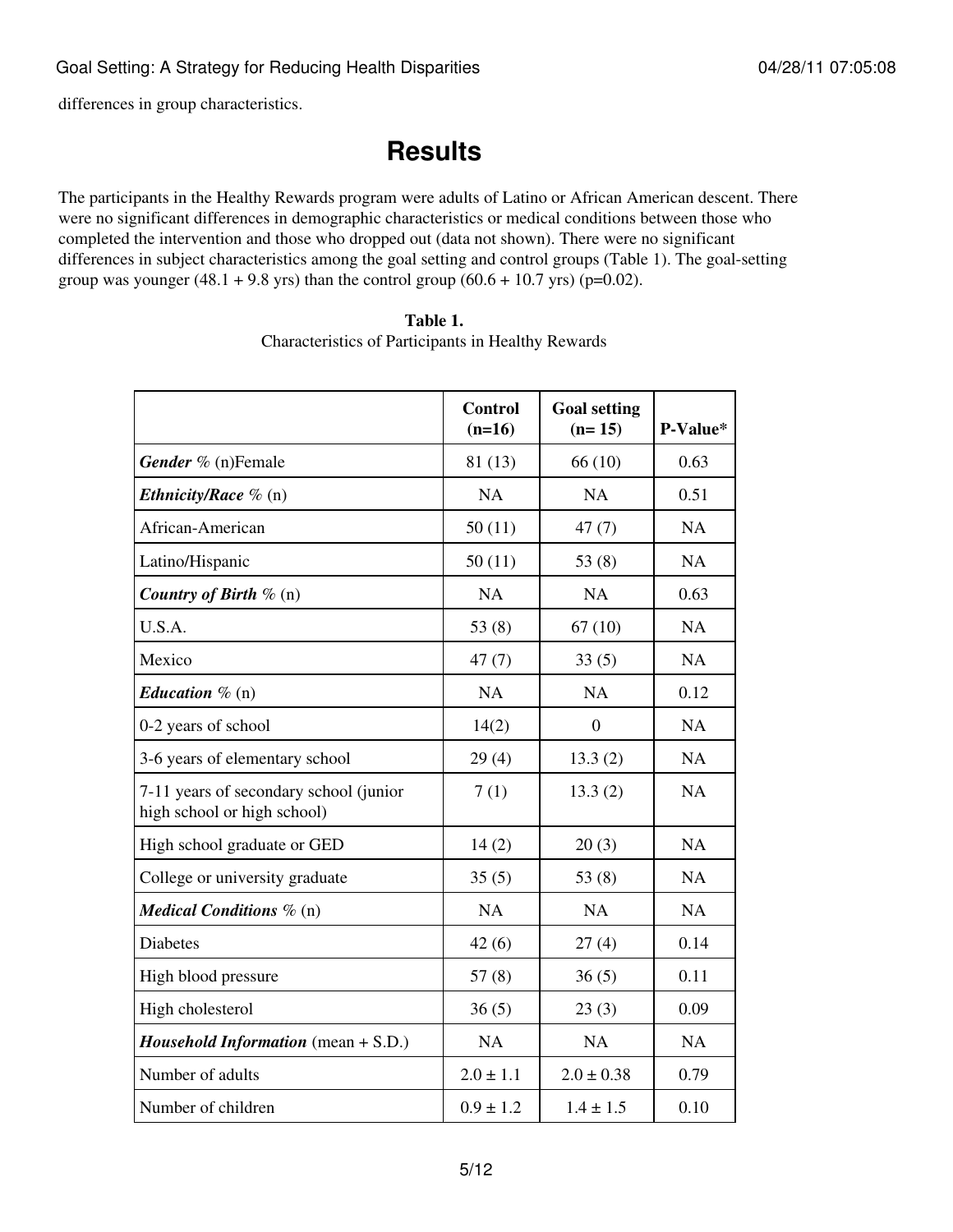differences in group characteristics.

# Results

The participants in the Healthy Rewards program were adults of Latino or African American descent. There were no significant differences in demographic characteristics or medical conditions between those who completed the intervention and those who dropped out (data not shown). There were no significant differences in subject characteristics among the goal setting and control groups (Table 1). The goal-setting group was younger (48.1 + 9.8 yrs) than the control group (60.6 + 10.7 yrs) (p=0.02).

**Table 1.**
Characteristics of Participants in Healthy Rewards

| | Control (n=16) | Goal setting (n= 15) | P-Value* |
|---|---|---|---|
| ***Gender*** % (n)Female | 81 (13) | 66 (10) | 0.63 |
| ***Ethnicity/Race*** % (n) | NA | NA | 0.51 |
| African-American | 50 (11) | 47 (7) | NA |
| Latino/Hispanic | 50 (11) | 53 (8) | NA |
| ***Country of Birth*** % (n) | NA | NA | 0.63 |
| U.S.A. | 53 (8) | 67 (10) | NA |
| Mexico | 47 (7) | 33 (5) | NA |
| ***Education*** % (n) | NA | NA | 0.12 |
| 0-2 years of school | 14(2) | 0 | NA |
| 3-6 years of elementary school | 29 (4) | 13.3 (2) | NA |
| 7-11 years of secondary school (junior high school or high school) | 7 (1) | 13.3 (2) | NA |
| High school graduate or GED | 14 (2) | 20 (3) | NA |
| College or university graduate | 35 (5) | 53 (8) | NA |
| ***Medical Conditions*** % (n) | NA | NA | NA |
| Diabetes | 42 (6) | 27 (4) | 0.14 |
| High blood pressure | 57 (8) | 36 (5) | 0.11 |
| High cholesterol | 36 (5) | 23 (3) | 0.09 |
| ***Household Information*** (mean + S.D.) | NA | NA | NA |
| Number of adults | 2.0 ± 1.1 | 2.0 ± 0.38 | 0.79 |
| Number of children | 0.9 ± 1.2 | 1.4 ± 1.5 | 0.10 |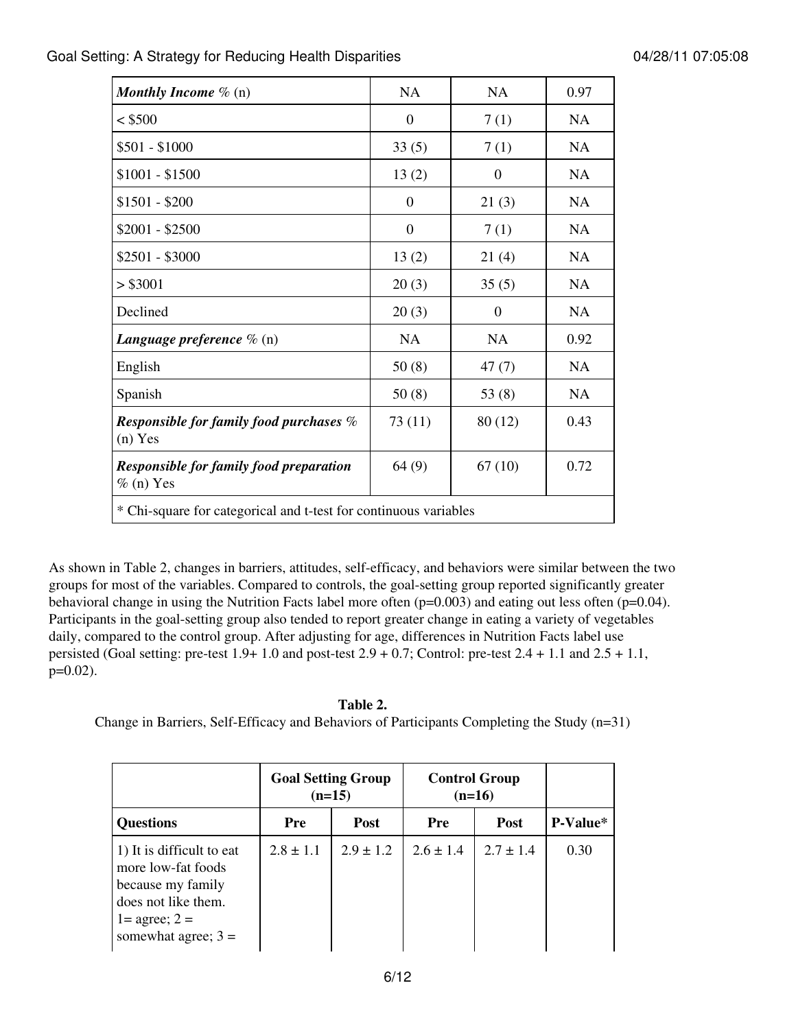| *Monthly Income* % (n) | NA | NA | 0.97 |
|---|---|---|---|
| < $500 | 0 | 7 (1) | NA |
| $501 - $1000 | 33 (5) | 7 (1) | NA |
| $1001 - $1500 | 13 (2) | 0 | NA |
| $1501 - $200 | 0 | 21 (3) | NA |
| $2001 - $2500 | 0 | 7 (1) | NA |
| $2501 - $3000 | 13 (2) | 21 (4) | NA |
| > $3001 | 20 (3) | 35 (5) | NA |
| Declined | 20 (3) | 0 | NA |
| *Language preference* % (n) | NA | NA | 0.92 |
| English | 50 (8) | 47 (7) | NA |
| Spanish | 50 (8) | 53 (8) | NA |
| *Responsible for family food purchases* % (n) Yes | 73 (11) | 80 (12) | 0.43 |
| *Responsible for family food preparation* % (n) Yes | 64 (9) | 67 (10) | 0.72 |
| * Chi-square for categorical and t-test for continuous variables | | | |

As shown in Table 2, changes in barriers, attitudes, self-efficacy, and behaviors were similar between the two groups for most of the variables. Compared to controls, the goal-setting group reported significantly greater behavioral change in using the Nutrition Facts label more often (p=0.003) and eating out less often (p=0.04). Participants in the goal-setting group also tended to report greater change in eating a variety of vegetables daily, compared to the control group. After adjusting for age, differences in Nutrition Facts label use persisted (Goal setting: pre-test 1.9+ 1.0 and post-test 2.9 + 0.7; Control: pre-test 2.4 + 1.1 and 2.5 + 1.1, p=0.02).

**Table 2.**

Change in Barriers, Self-Efficacy and Behaviors of Participants Completing the Study (n=31)

| | **Goal Setting Group (n=15)** | | **Control Group (n=16)** | | |
|---|---|---|---|---|---|
| **Questions** | **Pre** | **Post** | **Pre** | **Post** | **P-Value*** |
| 1) It is difficult to eat more low-fat foods because my family does not like them. 1= agree; 2 = somewhat agree; 3 = | 2.8 ± 1.1 | 2.9 ± 1.2 | 2.6 ± 1.4 | 2.7 ± 1.4 | 0.30 |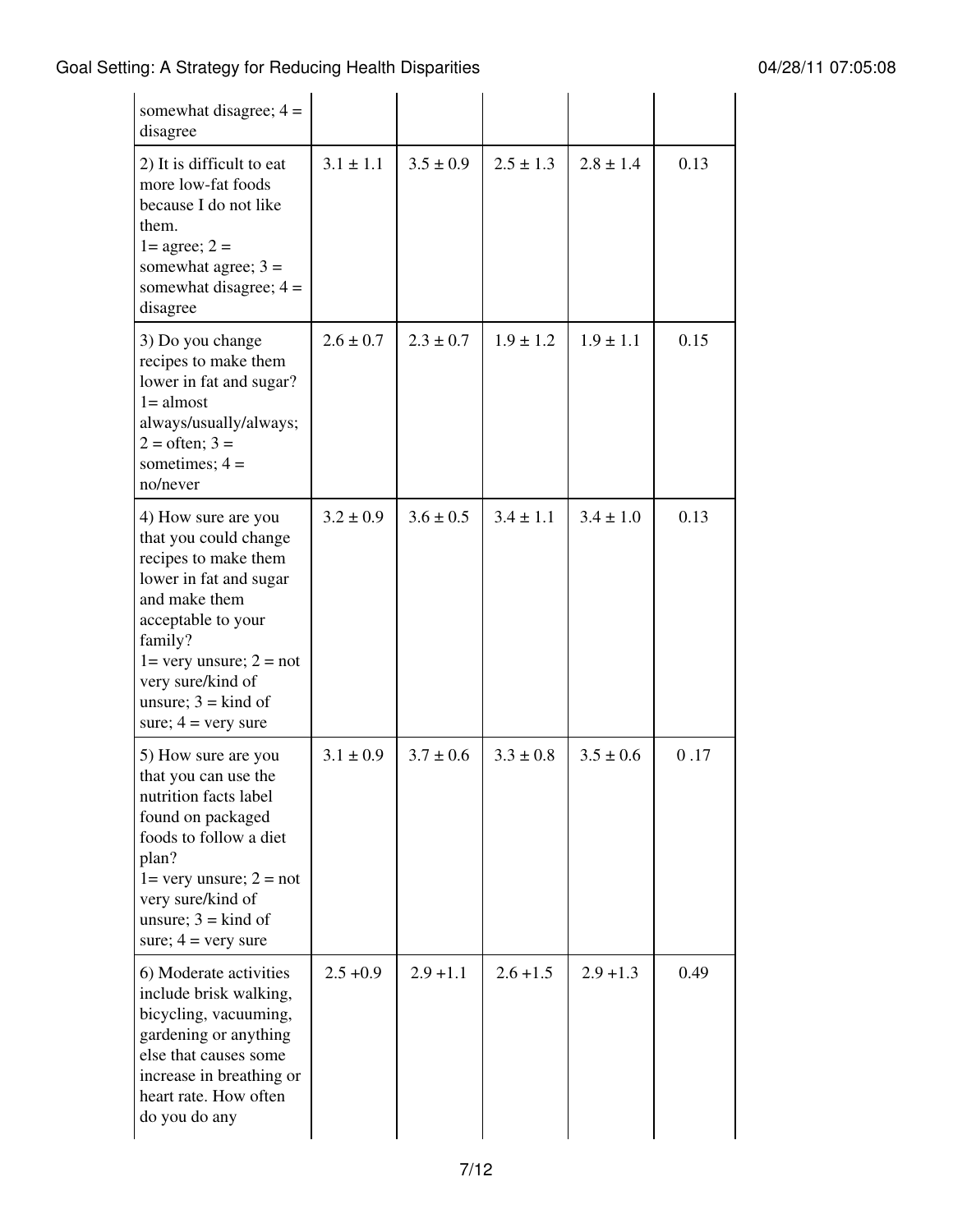| | | | | | |
|---|---|---|---|---|---|
| somewhat disagree; 4 = disagree | | | | | |
| 2) It is difficult to eat more low-fat foods because I do not like them. 1= agree; 2 = somewhat agree; 3 = somewhat disagree; 4 = disagree | 3.1 ± 1.1 | 3.5 ± 0.9 | 2.5 ± 1.3 | 2.8 ± 1.4 | 0.13 |
| 3) Do you change recipes to make them lower in fat and sugar? 1= almost always/usually/always; 2 = often; 3 = sometimes; 4 = no/never | 2.6 ± 0.7 | 2.3 ± 0.7 | 1.9 ± 1.2 | 1.9 ± 1.1 | 0.15 |
| 4) How sure are you that you could change recipes to make them lower in fat and sugar and make them acceptable to your family? 1= very unsure; 2 = not very sure/kind of unsure; 3 = kind of sure; 4 = very sure | 3.2 ± 0.9 | 3.6 ± 0.5 | 3.4 ± 1.1 | 3.4 ± 1.0 | 0.13 |
| 5) How sure are you that you can use the nutrition facts label found on packaged foods to follow a diet plan? 1= very unsure; 2 = not very sure/kind of unsure; 3 = kind of sure; 4 = very sure | 3.1 ± 0.9 | 3.7 ± 0.6 | 3.3 ± 0.8 | 3.5 ± 0.6 | 0 .17 |
| 6) Moderate activities include brisk walking, bicycling, vacuuming, gardening or anything else that causes some increase in breathing or heart rate. How often do you do any | 2.5 +0.9 | 2.9 +1.1 | 2.6 +1.5 | 2.9 +1.3 | 0.49 |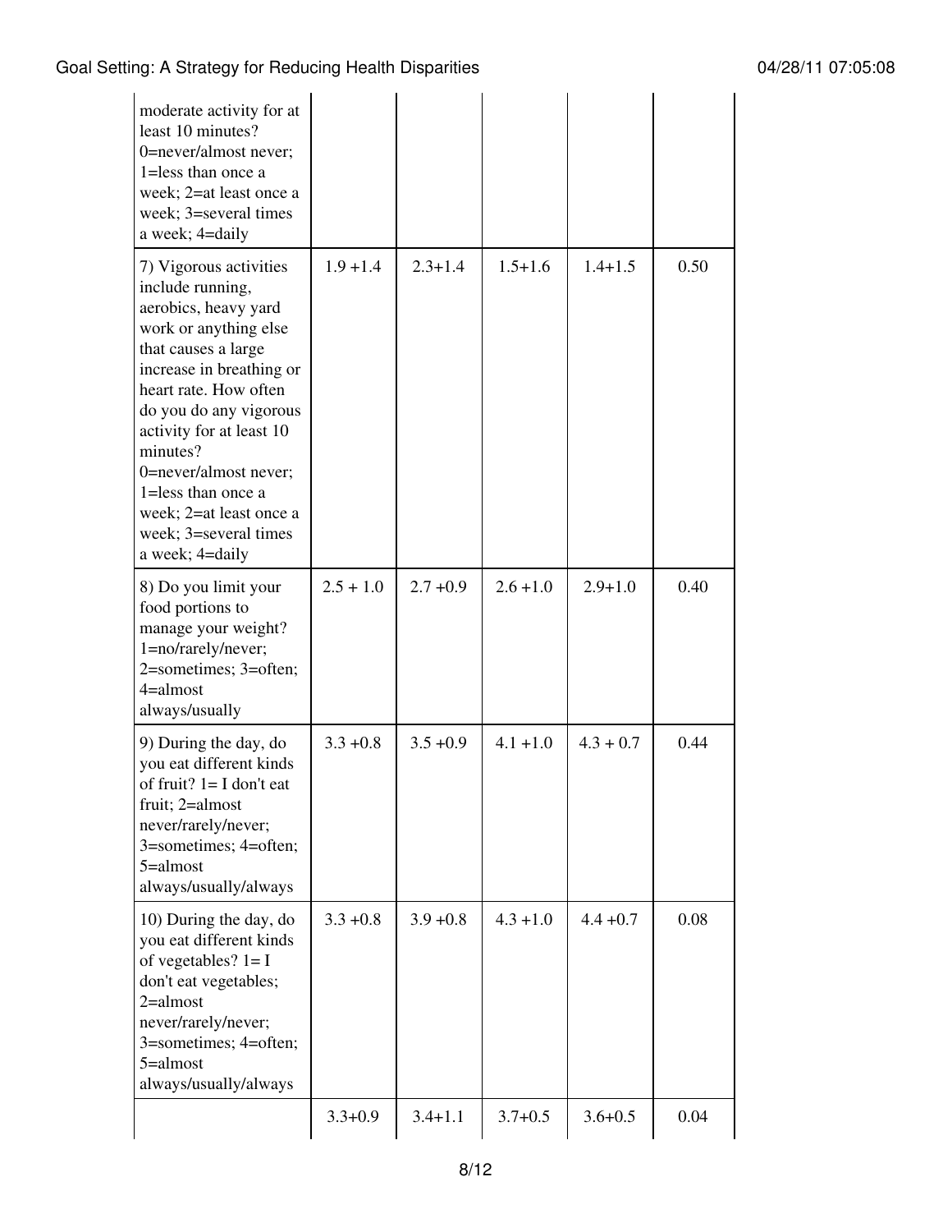| | | | | | |
|---|---|---|---|---|---|
| moderate activity for at least 10 minutes? 0=never/almost never; 1=less than once a week; 2=at least once a week; 3=several times a week; 4=daily | | | | | |
| 7) Vigorous activities include running, aerobics, heavy yard work or anything else that causes a large increase in breathing or heart rate. How often do you do any vigorous activity for at least 10 minutes? 0=never/almost never; 1=less than once a week; 2=at least once a week; 3=several times a week; 4=daily | 1.9 +1.4 | 2.3+1.4 | 1.5+1.6 | 1.4+1.5 | 0.50 |
| 8) Do you limit your food portions to manage your weight? 1=no/rarely/never; 2=sometimes; 3=often; 4=almost always/usually | 2.5 + 1.0 | 2.7 +0.9 | 2.6 +1.0 | 2.9+1.0 | 0.40 |
| 9) During the day, do you eat different kinds of fruit? 1= I don't eat fruit; 2=almost never/rarely/never; 3=sometimes; 4=often; 5=almost always/usually/always | 3.3 +0.8 | 3.5 +0.9 | 4.1 +1.0 | 4.3 + 0.7 | 0.44 |
| 10) During the day, do you eat different kinds of vegetables? 1= I don't eat vegetables; 2=almost never/rarely/never; 3=sometimes; 4=often; 5=almost always/usually/always | 3.3 +0.8 | 3.9 +0.8 | 4.3 +1.0 | 4.4 +0.7 | 0.08 |
| | 3.3+0.9 | 3.4+1.1 | 3.7+0.5 | 3.6+0.5 | 0.04 |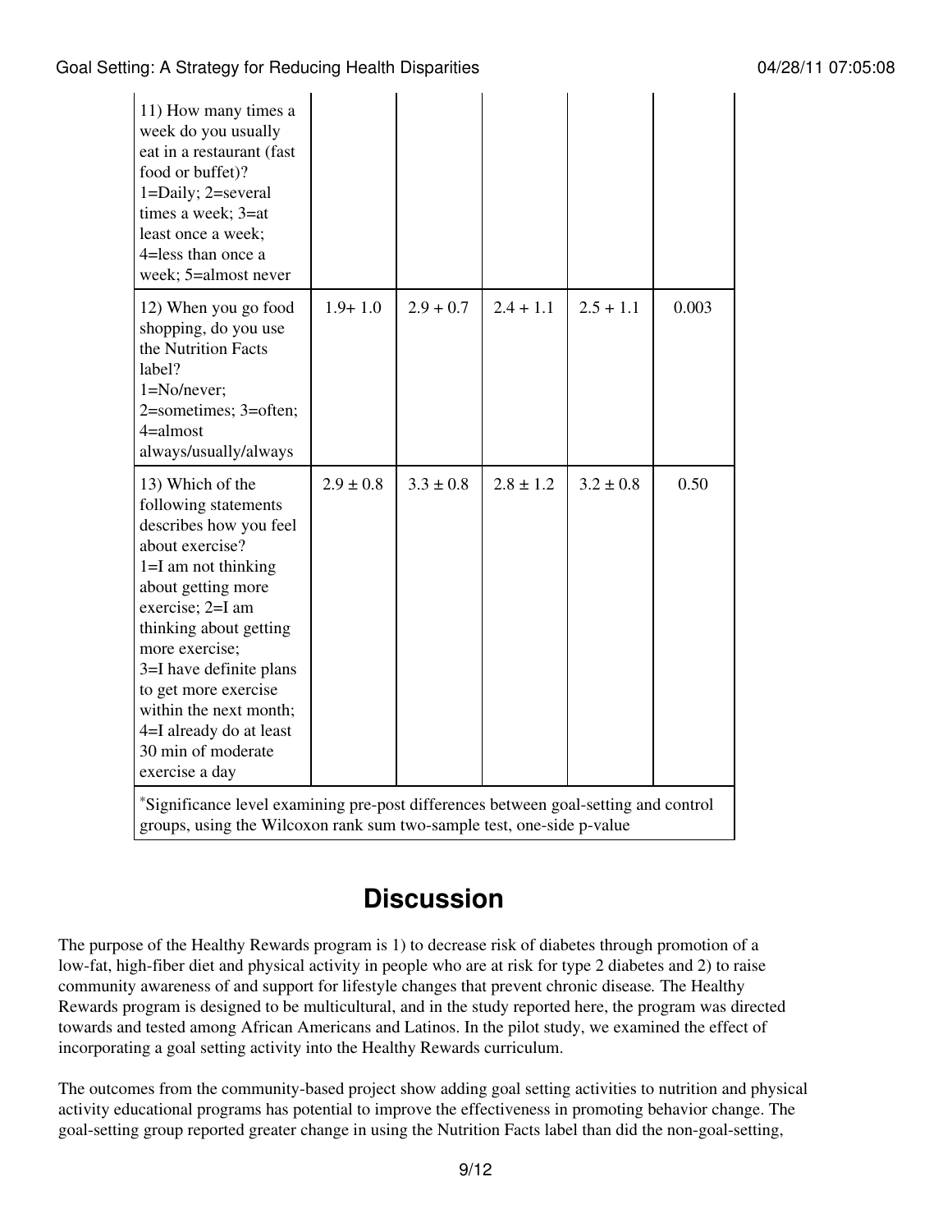| | | | | | |
|---|---|---|---|---|---|
| 11) How many times a week do you usually eat in a restaurant (fast food or buffet)? 1=Daily; 2=several times a week; 3=at least once a week; 4=less than once a week; 5=almost never | | | | | |
| 12) When you go food shopping, do you use the Nutrition Facts label? 1=No/never; 2=sometimes; 3=often; 4=almost always/usually/always | 1.9+ 1.0 | 2.9 + 0.7 | 2.4 + 1.1 | 2.5 + 1.1 | 0.003 |
| 13) Which of the following statements describes how you feel about exercise? 1=I am not thinking about getting more exercise; 2=I am thinking about getting more exercise; 3=I have definite plans to get more exercise within the next month; 4=I already do at least 30 min of moderate exercise a day | 2.9 ± 0.8 | 3.3 ± 0.8 | 2.8 ± 1.2 | 3.2 ± 0.8 | 0.50 |

*Significance level examining pre-post differences between goal-setting and control groups, using the Wilcoxon rank sum two-sample test, one-side p-value

## Discussion

The purpose of the Healthy Rewards program is 1) to decrease risk of diabetes through promotion of a low-fat, high-fiber diet and physical activity in people who are at risk for type 2 diabetes and 2) to raise community awareness of and support for lifestyle changes that prevent chronic disease. The Healthy Rewards program is designed to be multicultural, and in the study reported here, the program was directed towards and tested among African Americans and Latinos. In the pilot study, we examined the effect of incorporating a goal setting activity into the Healthy Rewards curriculum.

The outcomes from the community-based project show adding goal setting activities to nutrition and physical activity educational programs has potential to improve the effectiveness in promoting behavior change. The goal-setting group reported greater change in using the Nutrition Facts label than did the non-goal-setting,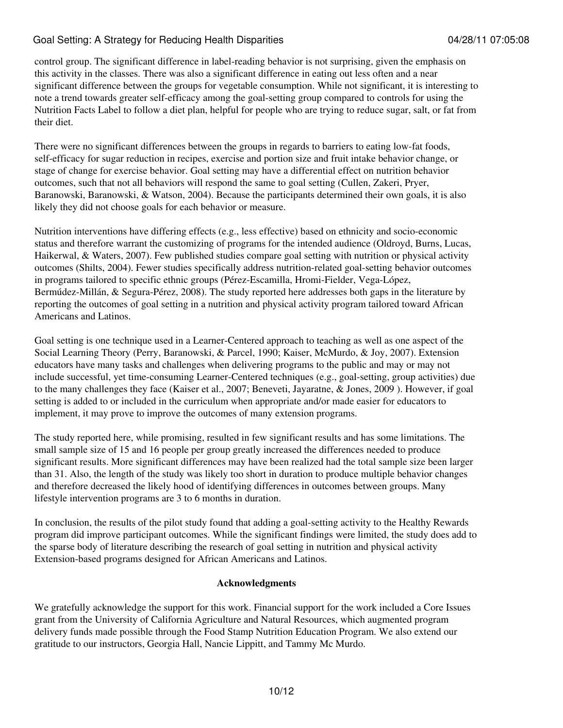control group. The significant difference in label-reading behavior is not surprising, given the emphasis on this activity in the classes. There was also a significant difference in eating out less often and a near significant difference between the groups for vegetable consumption. While not significant, it is interesting to note a trend towards greater self-efficacy among the goal-setting group compared to controls for using the Nutrition Facts Label to follow a diet plan, helpful for people who are trying to reduce sugar, salt, or fat from their diet.

There were no significant differences between the groups in regards to barriers to eating low-fat foods, self-efficacy for sugar reduction in recipes, exercise and portion size and fruit intake behavior change, or stage of change for exercise behavior. Goal setting may have a differential effect on nutrition behavior outcomes, such that not all behaviors will respond the same to goal setting (Cullen, Zakeri, Pryer, Baranowski, Baranowski, & Watson, 2004). Because the participants determined their own goals, it is also likely they did not choose goals for each behavior or measure.

Nutrition interventions have differing effects (e.g., less effective) based on ethnicity and socio-economic status and therefore warrant the customizing of programs for the intended audience (Oldroyd, Burns, Lucas, Haikerwal, & Waters, 2007). Few published studies compare goal setting with nutrition or physical activity outcomes (Shilts, 2004). Fewer studies specifically address nutrition-related goal-setting behavior outcomes in programs tailored to specific ethnic groups (Pérez-Escamilla, Hromi-Fielder, Vega-López, Bermúdez-Millán, & Segura-Pérez, 2008). The study reported here addresses both gaps in the literature by reporting the outcomes of goal setting in a nutrition and physical activity program tailored toward African Americans and Latinos.

Goal setting is one technique used in a Learner-Centered approach to teaching as well as one aspect of the Social Learning Theory (Perry, Baranowski, & Parcel, 1990; Kaiser, McMurdo, & Joy, 2007). Extension educators have many tasks and challenges when delivering programs to the public and may or may not include successful, yet time-consuming Learner-Centered techniques (e.g., goal-setting, group activities) due to the many challenges they face (Kaiser et al., 2007; Beneveti, Jayaratne, & Jones, 2009 ). However, if goal setting is added to or included in the curriculum when appropriate and/or made easier for educators to implement, it may prove to improve the outcomes of many extension programs.

The study reported here, while promising, resulted in few significant results and has some limitations. The small sample size of 15 and 16 people per group greatly increased the differences needed to produce significant results. More significant differences may have been realized had the total sample size been larger than 31. Also, the length of the study was likely too short in duration to produce multiple behavior changes and therefore decreased the likely hood of identifying differences in outcomes between groups. Many lifestyle intervention programs are 3 to 6 months in duration.

In conclusion, the results of the pilot study found that adding a goal-setting activity to the Healthy Rewards program did improve participant outcomes. While the significant findings were limited, the study does add to the sparse body of literature describing the research of goal setting in nutrition and physical activity Extension-based programs designed for African Americans and Latinos.

**Acknowledgments**

We gratefully acknowledge the support for this work. Financial support for the work included a Core Issues grant from the University of California Agriculture and Natural Resources, which augmented program delivery funds made possible through the Food Stamp Nutrition Education Program. We also extend our gratitude to our instructors, Georgia Hall, Nancie Lippitt, and Tammy Mc Murdo.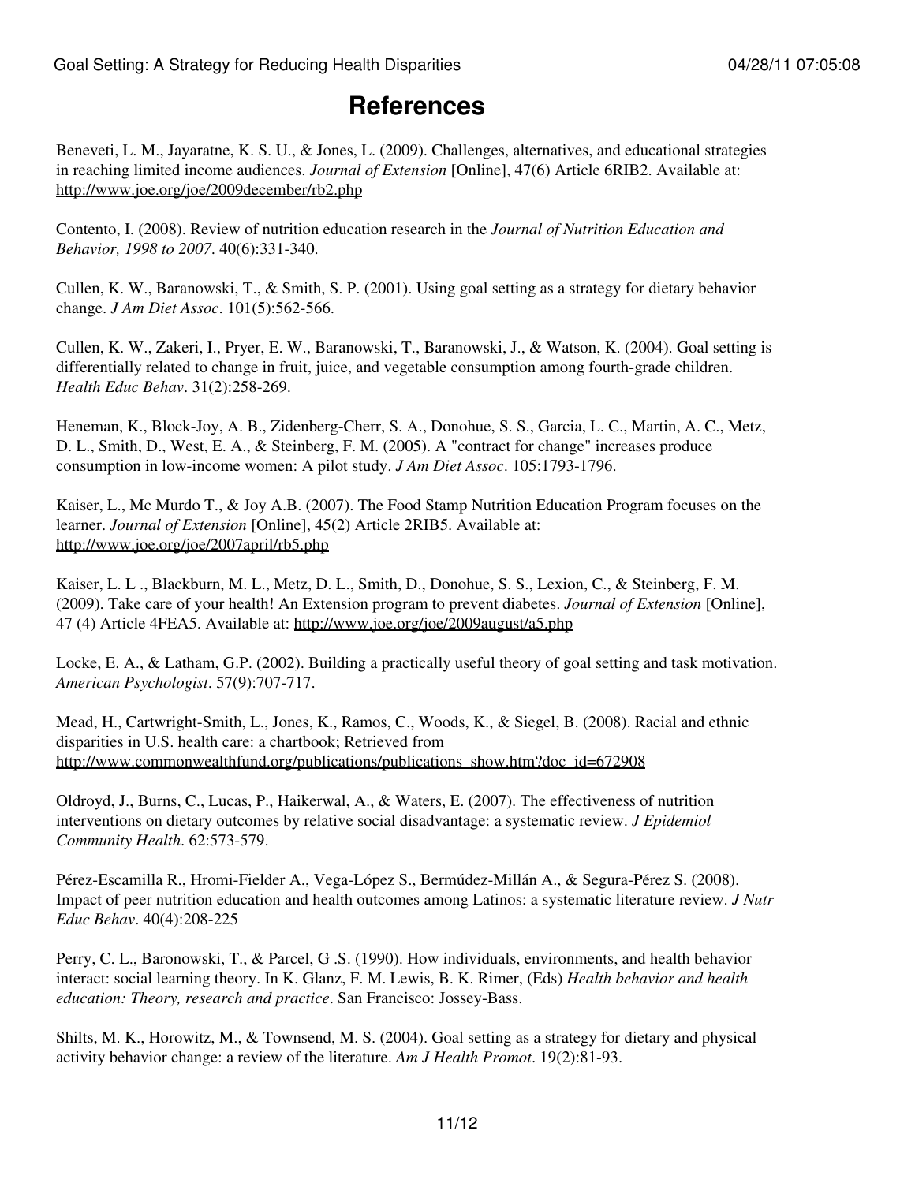# References

Beneveti, L. M., Jayaratne, K. S. U., & Jones, L. (2009). Challenges, alternatives, and educational strategies in reaching limited income audiences. *Journal of Extension* [Online], 47(6) Article 6RIB2. Available at: http://www.joe.org/joe/2009december/rb2.php

Contento, I. (2008). Review of nutrition education research in the *Journal of Nutrition Education and Behavior, 1998 to 2007*. 40(6):331-340.

Cullen, K. W., Baranowski, T., & Smith, S. P. (2001). Using goal setting as a strategy for dietary behavior change. *J Am Diet Assoc*. 101(5):562-566.

Cullen, K. W., Zakeri, I., Pryer, E. W., Baranowski, T., Baranowski, J., & Watson, K. (2004). Goal setting is differentially related to change in fruit, juice, and vegetable consumption among fourth-grade children. *Health Educ Behav*. 31(2):258-269.

Heneman, K., Block-Joy, A. B., Zidenberg-Cherr, S. A., Donohue, S. S., Garcia, L. C., Martin, A. C., Metz, D. L., Smith, D., West, E. A., & Steinberg, F. M. (2005). A "contract for change" increases produce consumption in low-income women: A pilot study. *J Am Diet Assoc*. 105:1793-1796.

Kaiser, L., Mc Murdo T., & Joy A.B. (2007). The Food Stamp Nutrition Education Program focuses on the learner. *Journal of Extension* [Online], 45(2) Article 2RIB5. Available at: http://www.joe.org/joe/2007april/rb5.php

Kaiser, L. L ., Blackburn, M. L., Metz, D. L., Smith, D., Donohue, S. S., Lexion, C., & Steinberg, F. M. (2009). Take care of your health! An Extension program to prevent diabetes. *Journal of Extension* [Online], 47 (4) Article 4FEA5. Available at: http://www.joe.org/joe/2009august/a5.php

Locke, E. A., & Latham, G.P. (2002). Building a practically useful theory of goal setting and task motivation. *American Psychologist*. 57(9):707-717.

Mead, H., Cartwright-Smith, L., Jones, K., Ramos, C., Woods, K., & Siegel, B. (2008). Racial and ethnic disparities in U.S. health care: a chartbook; Retrieved from http://www.commonwealthfund.org/publications/publications_show.htm?doc_id=672908

Oldroyd, J., Burns, C., Lucas, P., Haikerwal, A., & Waters, E. (2007). The effectiveness of nutrition interventions on dietary outcomes by relative social disadvantage: a systematic review. *J Epidemiol Community Health*. 62:573-579.

Pérez-Escamilla R., Hromi-Fielder A., Vega-López S., Bermúdez-Millán A., & Segura-Pérez S. (2008). Impact of peer nutrition education and health outcomes among Latinos: a systematic literature review. *J Nutr Educ Behav*. 40(4):208-225

Perry, C. L., Baronowski, T., & Parcel, G .S. (1990). How individuals, environments, and health behavior interact: social learning theory. In K. Glanz, F. M. Lewis, B. K. Rimer, (Eds) *Health behavior and health education: Theory, research and practice*. San Francisco: Jossey-Bass.

Shilts, M. K., Horowitz, M., & Townsend, M. S. (2004). Goal setting as a strategy for dietary and physical activity behavior change: a review of the literature. *Am J Health Promot*. 19(2):81-93.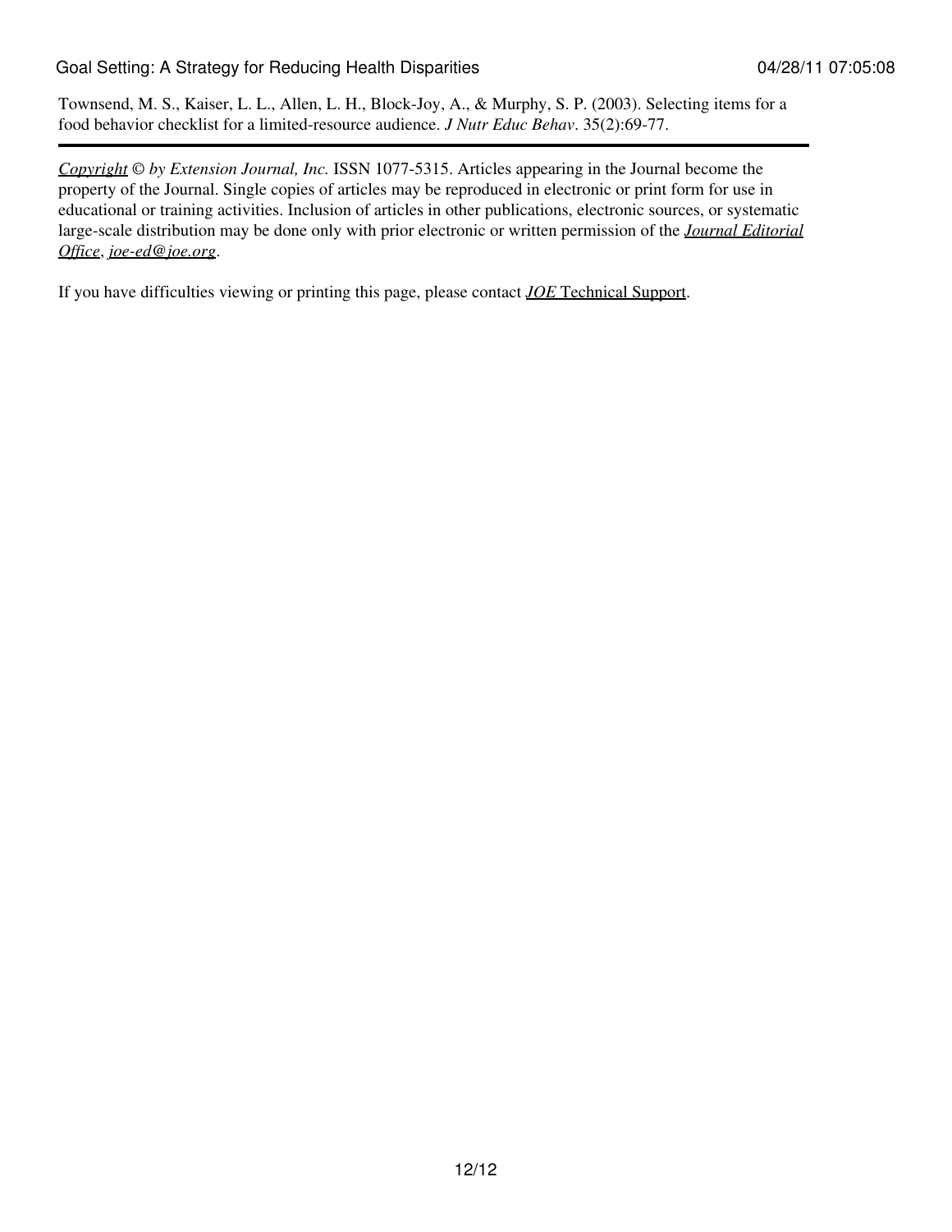Townsend, M. S., Kaiser, L. L., Allen, L. H., Block-Joy, A., & Murphy, S. P. (2003). Selecting items for a food behavior checklist for a limited-resource audience. *J Nutr Educ Behav*. 35(2):69-77.

---

*Copyright © by Extension Journal, Inc.* ISSN 1077-5315. Articles appearing in the Journal become the property of the Journal. Single copies of articles may be reproduced in electronic or print form for use in educational or training activities. Inclusion of articles in other publications, electronic sources, or systematic large-scale distribution may be done only with prior electronic or written permission of the *Journal Editorial Office*, *joe-ed@joe.org*.

If you have difficulties viewing or printing this page, please contact *JOE* Technical Support.